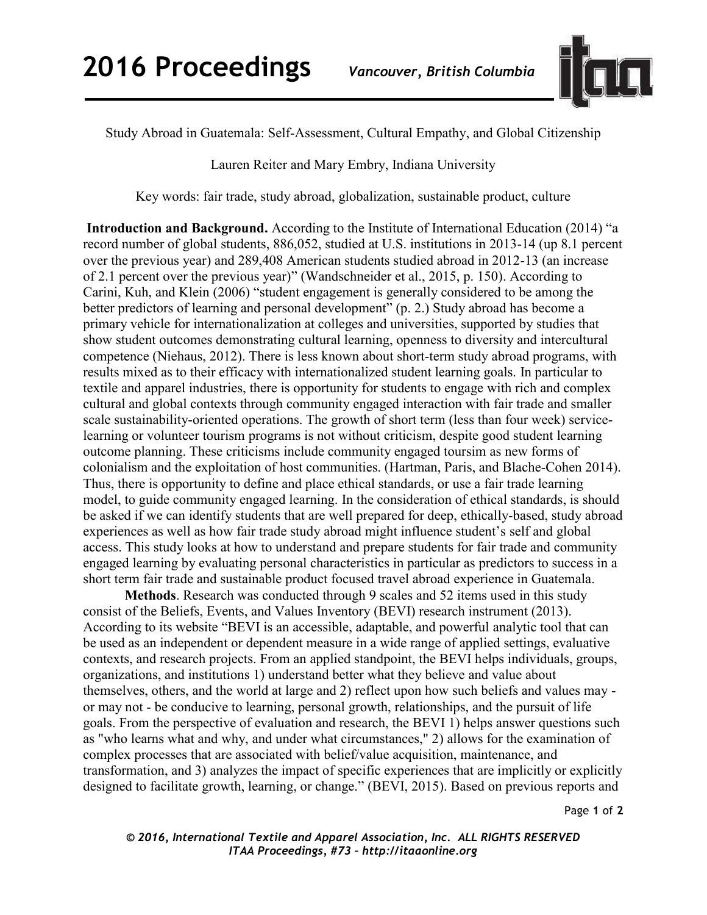Study Abroad in Guatemala: Self-Assessment, Cultural Empathy, and Global Citizenship

Lauren Reiter and Mary Embry, Indiana University

Key words: fair trade, study abroad, globalization, sustainable product, culture

**Introduction and Background.** According to the Institute of International Education (2014) "a record number of global students, 886,052, studied at U.S. institutions in 2013-14 (up 8.1 percent over the previous year) and 289,408 American students studied abroad in 2012-13 (an increase of 2.1 percent over the previous year)" (Wandschneider et al., 2015, p. 150). According to Carini, Kuh, and Klein (2006) "student engagement is generally considered to be among the better predictors of learning and personal development" (p. 2.) Study abroad has become a primary vehicle for internationalization at colleges and universities, supported by studies that show student outcomes demonstrating cultural learning, openness to diversity and intercultural competence (Niehaus, 2012). There is less known about short-term study abroad programs, with results mixed as to their efficacy with internationalized student learning goals. In particular to textile and apparel industries, there is opportunity for students to engage with rich and complex cultural and global contexts through community engaged interaction with fair trade and smaller scale sustainability-oriented operations. The growth of short term (less than four week) service-learning or volunteer tourism programs is not without criticism, despite good student learning outcome planning. These criticisms include community engaged toursim as new forms of colonialism and the exploitation of host communities. (Hartman, Paris, and Blache-Cohen 2014). Thus, there is opportunity to define and place ethical standards, or use a fair trade learning model, to guide community engaged learning. In the consideration of ethical standards, is should be asked if we can identify students that are well prepared for deep, ethically-based, study abroad experiences as well as how fair trade study abroad might influence student's self and global access. This study looks at how to understand and prepare students for fair trade and community engaged learning by evaluating personal characteristics in particular as predictors to success in a short term fair trade and sustainable product focused travel abroad experience in Guatemala.

**Methods**. Research was conducted through 9 scales and 52 items used in this study consist of the Beliefs, Events, and Values Inventory (BEVI) research instrument (2013). According to its website "BEVI is an accessible, adaptable, and powerful analytic tool that can be used as an independent or dependent measure in a wide range of applied settings, evaluative contexts, and research projects. From an applied standpoint, the BEVI helps individuals, groups, organizations, and institutions 1) understand better what they believe and value about themselves, others, and the world at large and 2) reflect upon how such beliefs and values may - or may not - be conducive to learning, personal growth, relationships, and the pursuit of life goals. From the perspective of evaluation and research, the BEVI 1) helps answer questions such as "who learns what and why, and under what circumstances," 2) allows for the examination of complex processes that are associated with belief/value acquisition, maintenance, and transformation, and 3) analyzes the impact of specific experiences that are implicitly or explicitly designed to facilitate growth, learning, or change." (BEVI, 2015). Based on previous reports and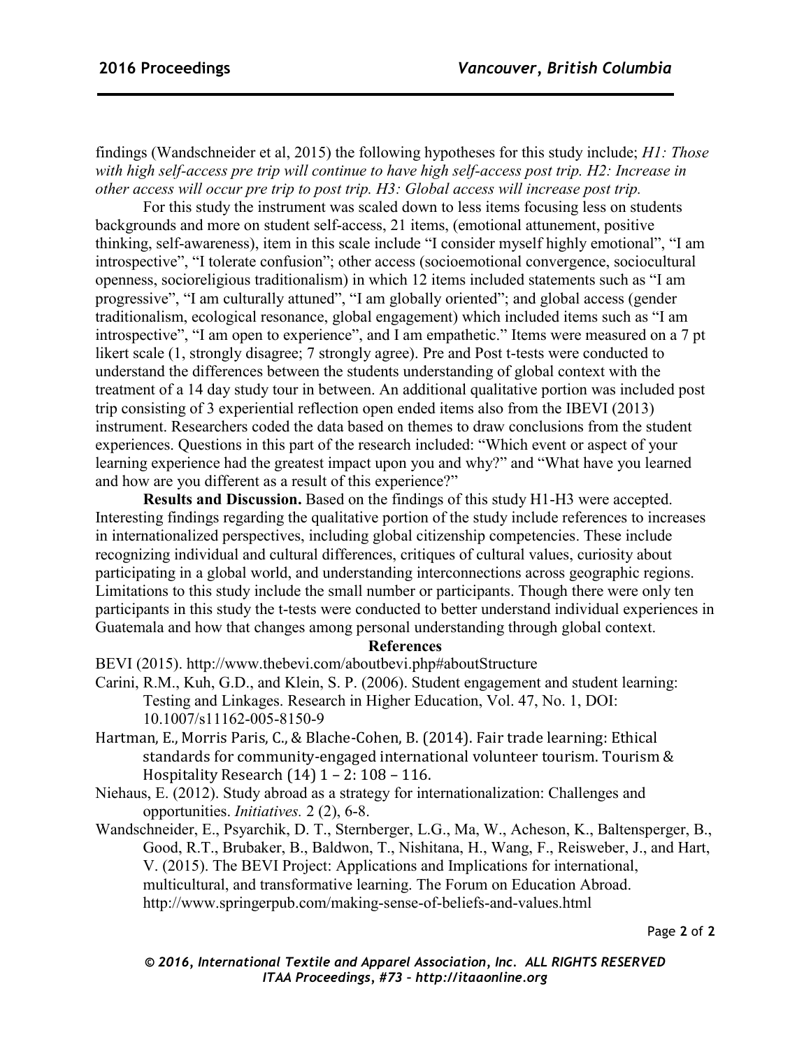findings (Wandschneider et al, 2015) the following hypotheses for this study include; *H1: Those with high self-access pre trip will continue to have high self-access post trip. H2: Increase in other access will occur pre trip to post trip. H3: Global access will increase post trip.*

For this study the instrument was scaled down to less items focusing less on students backgrounds and more on student self-access, 21 items, (emotional attunement, positive thinking, self-awareness), item in this scale include "I consider myself highly emotional", "I am introspective", "I tolerate confusion"; other access (socioemotional convergence, sociocultural openness, socioreligious traditionalism) in which 12 items included statements such as "I am progressive", "I am culturally attuned", "I am globally oriented"; and global access (gender traditionalism, ecological resonance, global engagement) which included items such as "I am introspective", "I am open to experience", and I am empathetic." Items were measured on a 7 pt likert scale (1, strongly disagree; 7 strongly agree). Pre and Post t-tests were conducted to understand the differences between the students understanding of global context with the treatment of a 14 day study tour in between. An additional qualitative portion was included post trip consisting of 3 experiential reflection open ended items also from the IBEVI (2013) instrument. Researchers coded the data based on themes to draw conclusions from the student experiences. Questions in this part of the research included: "Which event or aspect of your learning experience had the greatest impact upon you and why?" and "What have you learned and how are you different as a result of this experience?"

**Results and Discussion.** Based on the findings of this study H1-H3 were accepted. Interesting findings regarding the qualitative portion of the study include references to increases in internationalized perspectives, including global citizenship competencies. These include recognizing individual and cultural differences, critiques of cultural values, curiosity about participating in a global world, and understanding interconnections across geographic regions. Limitations to this study include the small number or participants. Though there were only ten participants in this study the t-tests were conducted to better understand individual experiences in Guatemala and how that changes among personal understanding through global context.

**References**

BEVI (2015). http://www.thebevi.com/aboutbevi.php#aboutStructure

Carini, R.M., Kuh, G.D., and Klein, S. P. (2006). Student engagement and student learning: Testing and Linkages. Research in Higher Education, Vol. 47, No. 1, DOI: 10.1007/s11162-005-8150-9

Hartman, E., Morris Paris, C., & Blache-Cohen, B. (2014). Fair trade learning: Ethical standards for community-engaged international volunteer tourism. Tourism & Hospitality Research (14) 1 – 2: 108 – 116.

Niehaus, E. (2012). Study abroad as a strategy for internationalization: Challenges and opportunities. *Initiatives.* 2 (2), 6-8.

Wandschneider, E., Psyarchik, D. T., Sternberger, L.G., Ma, W., Acheson, K., Baltensperger, B., Good, R.T., Brubaker, B., Baldwon, T., Nishitana, H., Wang, F., Reisweber, J., and Hart, V. (2015). The BEVI Project: Applications and Implications for international, multicultural, and transformative learning. The Forum on Education Abroad. http://www.springerpub.com/making-sense-of-beliefs-and-values.html